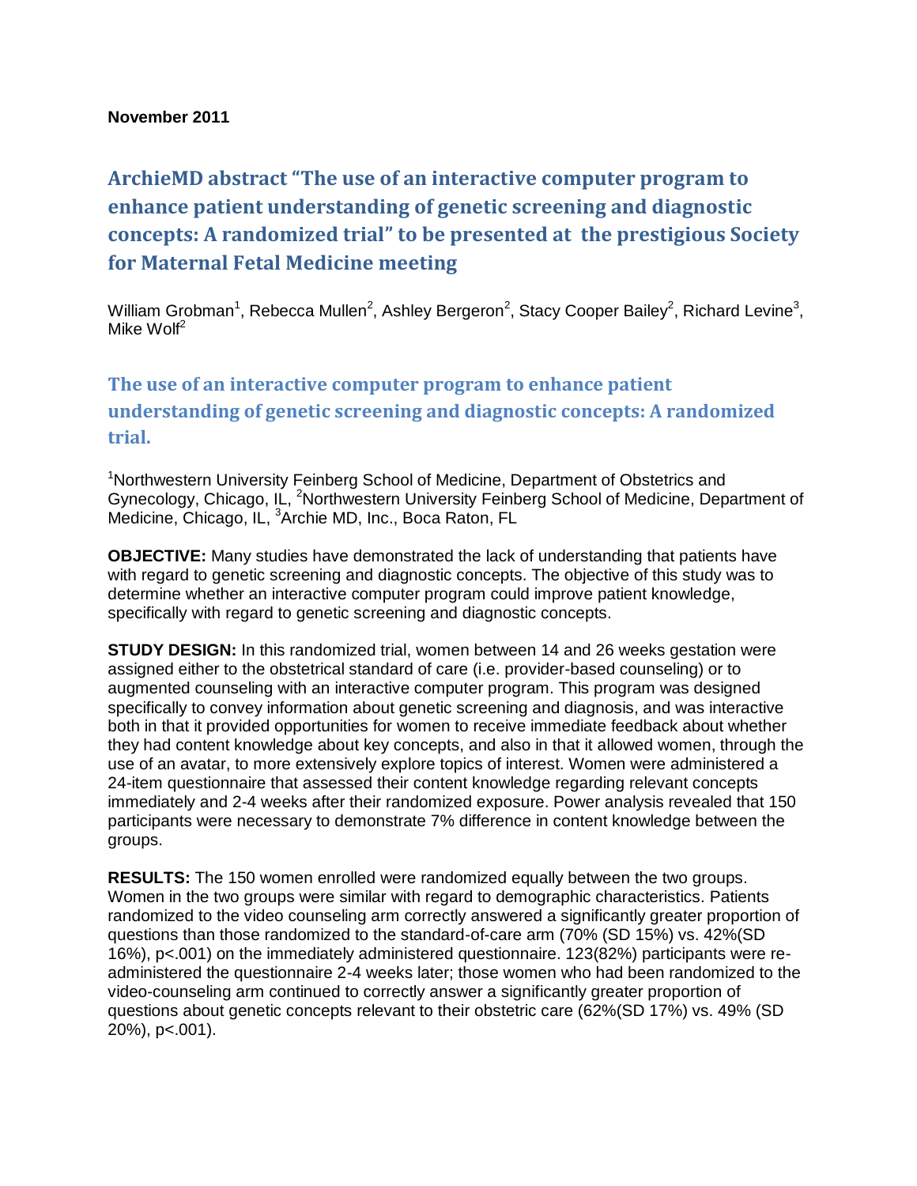**November 2011**

# ArchieMD abstract "The use of an interactive computer program to enhance patient understanding of genetic screening and diagnostic concepts: A randomized trial" to be presented at the prestigious Society for Maternal Fetal Medicine meeting

William Grobman[1], Rebecca Mullen[2], Ashley Bergeron[2], Stacy Cooper Bailey[2], Richard Levine[3], Mike Wolf[2]

## The use of an interactive computer program to enhance patient understanding of genetic screening and diagnostic concepts: A randomized trial.

[1]Northwestern University Feinberg School of Medicine, Department of Obstetrics and Gynecology, Chicago, IL, [2]Northwestern University Feinberg School of Medicine, Department of Medicine, Chicago, IL, [3]Archie MD, Inc., Boca Raton, FL

**OBJECTIVE:** Many studies have demonstrated the lack of understanding that patients have with regard to genetic screening and diagnostic concepts. The objective of this study was to determine whether an interactive computer program could improve patient knowledge, specifically with regard to genetic screening and diagnostic concepts.

**STUDY DESIGN:** In this randomized trial, women between 14 and 26 weeks gestation were assigned either to the obstetrical standard of care (i.e. provider-based counseling) or to augmented counseling with an interactive computer program. This program was designed specifically to convey information about genetic screening and diagnosis, and was interactive both in that it provided opportunities for women to receive immediate feedback about whether they had content knowledge about key concepts, and also in that it allowed women, through the use of an avatar, to more extensively explore topics of interest. Women were administered a 24-item questionnaire that assessed their content knowledge regarding relevant concepts immediately and 2-4 weeks after their randomized exposure. Power analysis revealed that 150 participants were necessary to demonstrate 7% difference in content knowledge between the groups.

**RESULTS:** The 150 women enrolled were randomized equally between the two groups. Women in the two groups were similar with regard to demographic characteristics. Patients randomized to the video counseling arm correctly answered a significantly greater proportion of questions than those randomized to the standard-of-care arm (70% (SD 15%) vs. 42%(SD 16%), p<.001) on the immediately administered questionnaire. 123(82%) participants were re-administered the questionnaire 2-4 weeks later; those women who had been randomized to the video-counseling arm continued to correctly answer a significantly greater proportion of questions about genetic concepts relevant to their obstetric care (62%(SD 17%) vs. 49% (SD 20%), p<.001).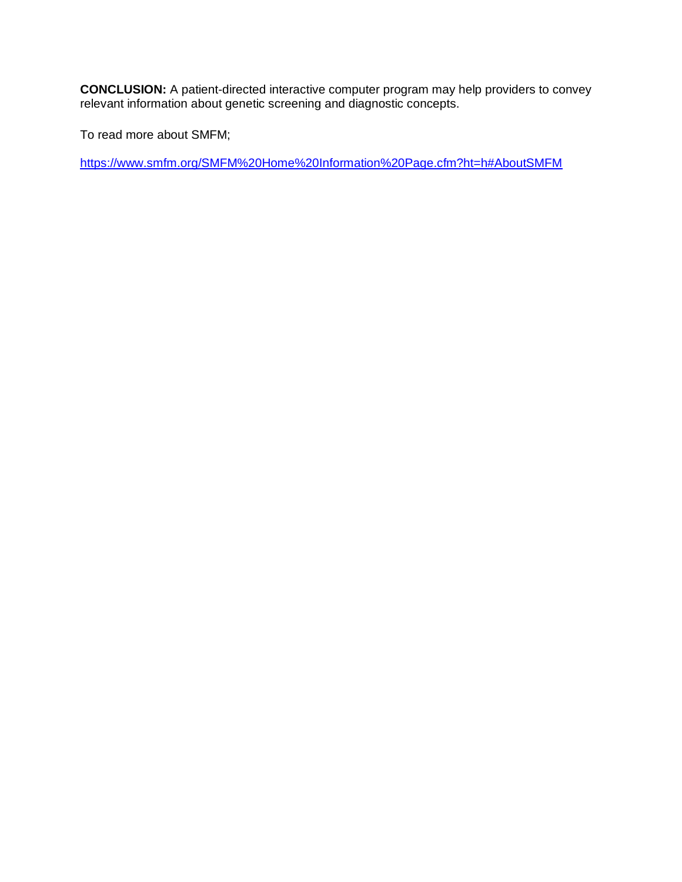**CONCLUSION:** A patient-directed interactive computer program may help providers to convey relevant information about genetic screening and diagnostic concepts.

To read more about SMFM;

https://www.smfm.org/SMFM%20Home%20Information%20Page.cfm?ht=h#AboutSMFM